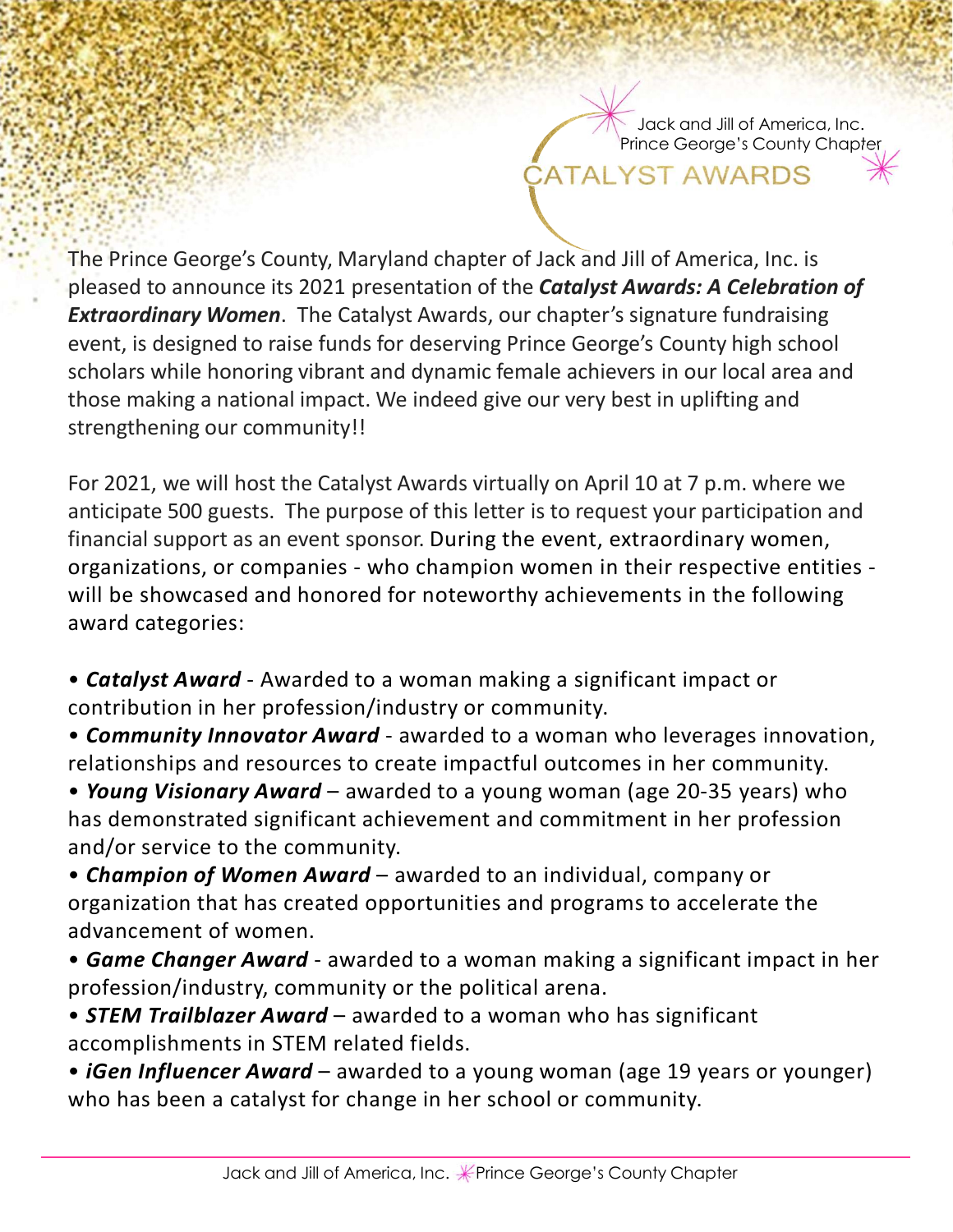Jack and Jill of America, Inc.
Prince George's County Chapter

# CATALYST AWARDS

The Prince George's County, Maryland chapter of Jack and Jill of America, Inc. is pleased to announce its 2021 presentation of the ***Catalyst Awards: A Celebration of Extraordinary Women***. The Catalyst Awards, our chapter's signature fundraising event, is designed to raise funds for deserving Prince George's County high school scholars while honoring vibrant and dynamic female achievers in our local area and those making a national impact. We indeed give our very best in uplifting and strengthening our community!!

For 2021, we will host the Catalyst Awards virtually on April 10 at 7 p.m. where we anticipate 500 guests. The purpose of this letter is to request your participation and financial support as an event sponsor. During the event, extraordinary women, organizations, or companies - who champion women in their respective entities - will be showcased and honored for noteworthy achievements in the following award categories:

- ***Catalyst Award*** - Awarded to a woman making a significant impact or contribution in her profession/industry or community.
- ***Community Innovator Award*** - awarded to a woman who leverages innovation, relationships and resources to create impactful outcomes in her community.
- ***Young Visionary Award*** – awarded to a young woman (age 20-35 years) who has demonstrated significant achievement and commitment in her profession and/or service to the community.
- ***Champion of Women Award*** – awarded to an individual, company or organization that has created opportunities and programs to accelerate the advancement of women.
- ***Game Changer Award*** - awarded to a woman making a significant impact in her profession/industry, community or the political arena.
- ***STEM Trailblazer Award*** – awarded to a woman who has significant accomplishments in STEM related fields.
- ***iGen Influencer Award*** – awarded to a young woman (age 19 years or younger) who has been a catalyst for change in her school or community.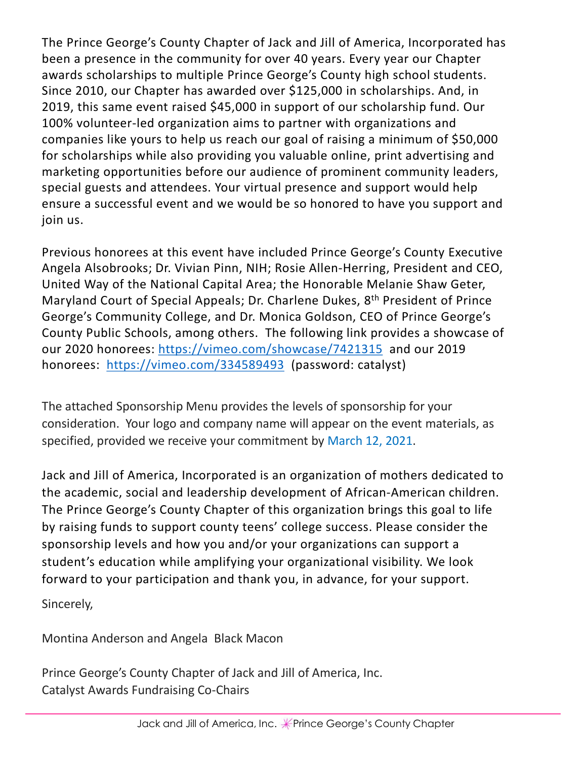The Prince George's County Chapter of Jack and Jill of America, Incorporated has been a presence in the community for over 40 years. Every year our Chapter awards scholarships to multiple Prince George's County high school students. Since 2010, our Chapter has awarded over $125,000 in scholarships. And, in 2019, this same event raised $45,000 in support of our scholarship fund. Our 100% volunteer-led organization aims to partner with organizations and companies like yours to help us reach our goal of raising a minimum of $50,000 for scholarships while also providing you valuable online, print advertising and marketing opportunities before our audience of prominent community leaders, special guests and attendees. Your virtual presence and support would help ensure a successful event and we would be so honored to have you support and join us.

Previous honorees at this event have included Prince George's County Executive Angela Alsobrooks; Dr. Vivian Pinn, NIH; Rosie Allen-Herring, President and CEO, United Way of the National Capital Area; the Honorable Melanie Shaw Geter, Maryland Court of Special Appeals; Dr. Charlene Dukes, 8th President of Prince George's Community College, and Dr. Monica Goldson, CEO of Prince George's County Public Schools, among others. The following link provides a showcase of our 2020 honorees: https://vimeo.com/showcase/7421315 and our 2019 honorees: https://vimeo.com/334589493 (password: catalyst)

The attached Sponsorship Menu provides the levels of sponsorship for your consideration. Your logo and company name will appear on the event materials, as specified, provided we receive your commitment by March 12, 2021.

Jack and Jill of America, Incorporated is an organization of mothers dedicated to the academic, social and leadership development of African-American children. The Prince George's County Chapter of this organization brings this goal to life by raising funds to support county teens' college success. Please consider the sponsorship levels and how you and/or your organizations can support a student's education while amplifying your organizational visibility. We look forward to your participation and thank you, in advance, for your support.

Sincerely,

Montina Anderson and Angela Black Macon

Prince George's County Chapter of Jack and Jill of America, Inc.
Catalyst Awards Fundraising Co-Chairs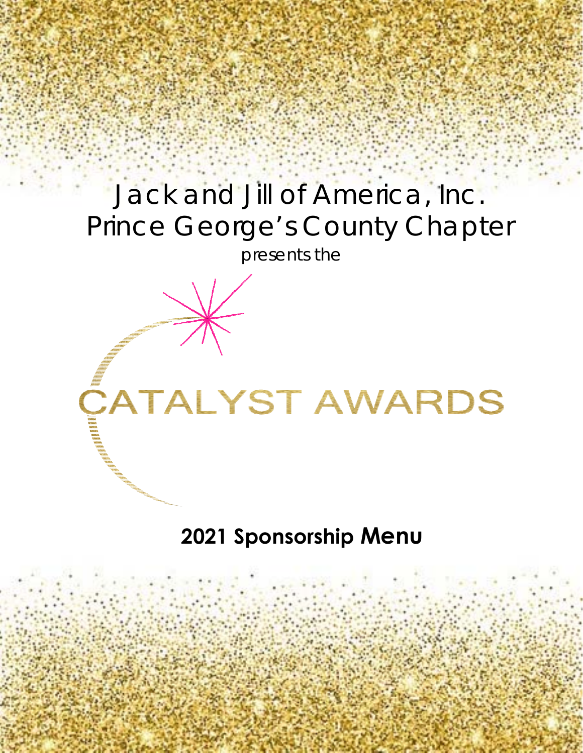# Jack and Jill of America, Inc.
# Prince George's County Chapter

presents the

# CATALYST AWARDS

## 2021 Sponsorship Menu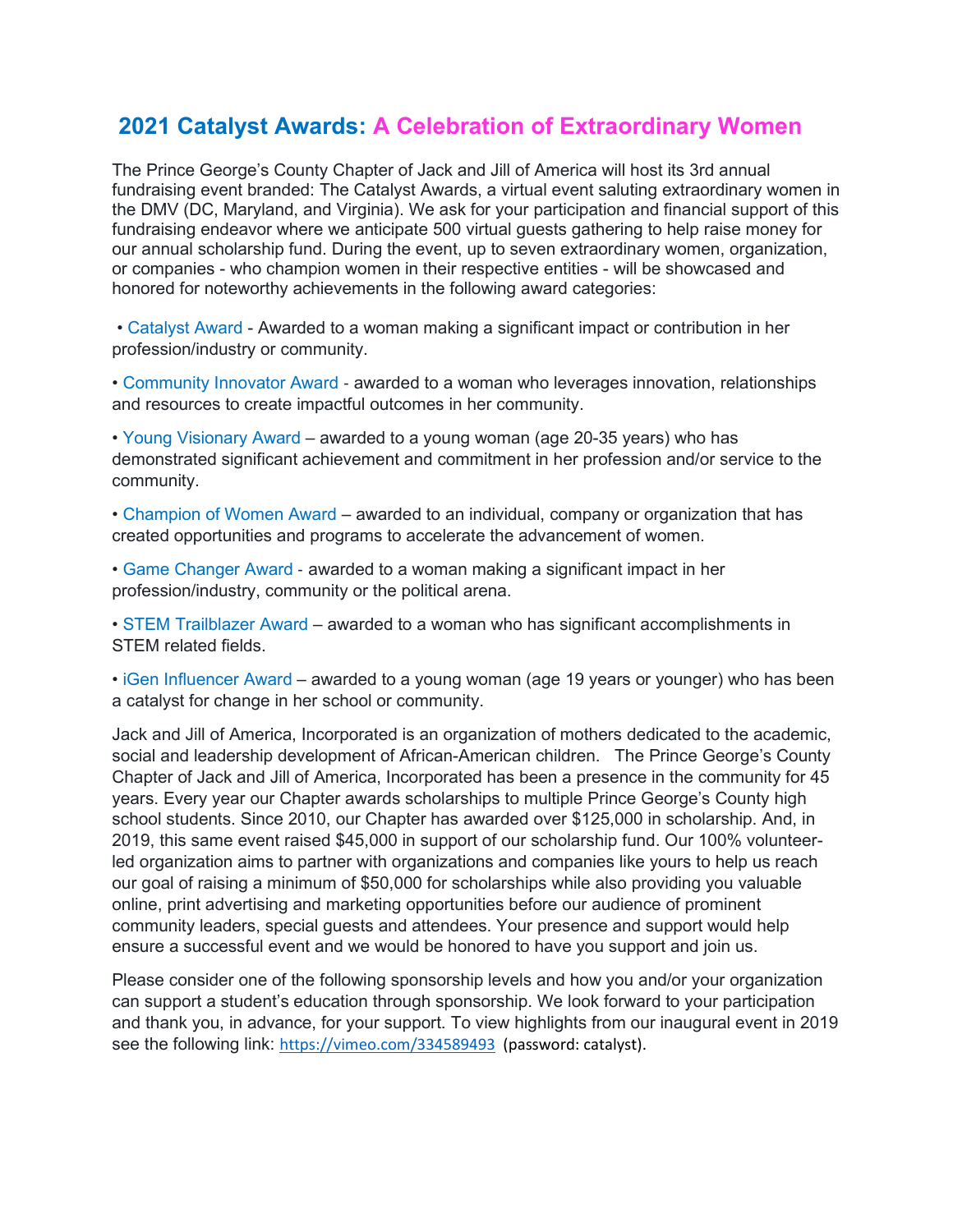# 2021 Catalyst Awards: A Celebration of Extraordinary Women

The Prince George's County Chapter of Jack and Jill of America will host its 3rd annual fundraising event branded: The Catalyst Awards, a virtual event saluting extraordinary women in the DMV (DC, Maryland, and Virginia). We ask for your participation and financial support of this fundraising endeavor where we anticipate 500 virtual guests gathering to help raise money for our annual scholarship fund. During the event, up to seven extraordinary women, organization, or companies - who champion women in their respective entities - will be showcased and honored for noteworthy achievements in the following award categories:

- Catalyst Award - Awarded to a woman making a significant impact or contribution in her profession/industry or community.
- Community Innovator Award - awarded to a woman who leverages innovation, relationships and resources to create impactful outcomes in her community.
- Young Visionary Award – awarded to a young woman (age 20-35 years) who has demonstrated significant achievement and commitment in her profession and/or service to the community.
- Champion of Women Award – awarded to an individual, company or organization that has created opportunities and programs to accelerate the advancement of women.
- Game Changer Award - awarded to a woman making a significant impact in her profession/industry, community or the political arena.
- STEM Trailblazer Award – awarded to a woman who has significant accomplishments in STEM related fields.
- iGen Influencer Award – awarded to a young woman (age 19 years or younger) who has been a catalyst for change in her school or community.

Jack and Jill of America, Incorporated is an organization of mothers dedicated to the academic, social and leadership development of African-American children. The Prince George's County Chapter of Jack and Jill of America, Incorporated has been a presence in the community for 45 years. Every year our Chapter awards scholarships to multiple Prince George's County high school students. Since 2010, our Chapter has awarded over $125,000 in scholarship. And, in 2019, this same event raised $45,000 in support of our scholarship fund. Our 100% volunteer-led organization aims to partner with organizations and companies like yours to help us reach our goal of raising a minimum of $50,000 for scholarships while also providing you valuable online, print advertising and marketing opportunities before our audience of prominent community leaders, special guests and attendees. Your presence and support would help ensure a successful event and we would be honored to have you support and join us.

Please consider one of the following sponsorship levels and how you and/or your organization can support a student's education through sponsorship. We look forward to your participation and thank you, in advance, for your support. To view highlights from our inaugural event in 2019 see the following link: https://vimeo.com/334589493 (password: catalyst).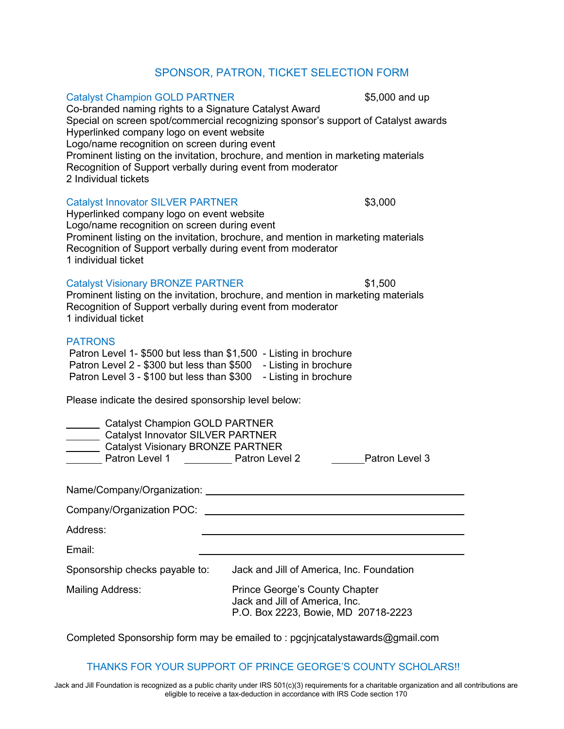## SPONSOR, PATRON, TICKET SELECTION FORM

### Catalyst Champion GOLD PARTNER — $5,000 and up

Co-branded naming rights to a Signature Catalyst Award
Special on screen spot/commercial recognizing sponsor's support of Catalyst awards
Hyperlinked company logo on event website
Logo/name recognition on screen during event
Prominent listing on the invitation, brochure, and mention in marketing materials
Recognition of Support verbally during event from moderator
2 Individual tickets

### Catalyst Innovator SILVER PARTNER — $3,000

Hyperlinked company logo on event website
Logo/name recognition on screen during event
Prominent listing on the invitation, brochure, and mention in marketing materials
Recognition of Support verbally during event from moderator
1 individual ticket

### Catalyst Visionary BRONZE PARTNER — $1,500

Prominent listing on the invitation, brochure, and mention in marketing materials
Recognition of Support verbally during event from moderator
1 individual ticket

### PATRONS

Patron Level 1- $500 but less than $1,500 - Listing in brochure
Patron Level 2 - $300 but less than $500 - Listing in brochure
Patron Level 3 - $100 but less than $300 - Listing in brochure

Please indicate the desired sponsorship level below:

\_\_\_\_\_\_ Catalyst Champion GOLD PARTNER
\_\_\_\_\_\_ Catalyst Innovator SILVER PARTNER
\_\_\_\_\_\_ Catalyst Visionary BRONZE PARTNER
\_\_\_\_\_\_ Patron Level 1 \_\_\_\_\_\_ Patron Level 2 \_\_\_\_\_\_ Patron Level 3

Name/Company/Organization: \_\_\_\_\_\_\_\_\_\_\_\_\_\_\_\_\_\_\_\_\_\_\_\_\_\_\_\_\_\_

Company/Organization POC: \_\_\_\_\_\_\_\_\_\_\_\_\_\_\_\_\_\_\_\_\_\_\_\_\_\_\_\_\_\_

Address: \_\_\_\_\_\_\_\_\_\_\_\_\_\_\_\_\_\_\_\_\_\_\_\_\_\_\_\_\_\_

Email: \_\_\_\_\_\_\_\_\_\_\_\_\_\_\_\_\_\_\_\_\_\_\_\_\_\_\_\_\_\_

Sponsorship checks payable to: Jack and Jill of America, Inc. Foundation

Mailing Address: Prince George's County Chapter
Jack and Jill of America, Inc.
P.O. Box 2223, Bowie, MD 20718-2223

Completed Sponsorship form may be emailed to : pgcjnjcatalystawards@gmail.com

**THANKS FOR YOUR SUPPORT OF PRINCE GEORGE'S COUNTY SCHOLARS!!**

Jack and Jill Foundation is recognized as a public charity under IRS 501(c)(3) requirements for a charitable organization and all contributions are eligible to receive a tax-deduction in accordance with IRS Code section 170